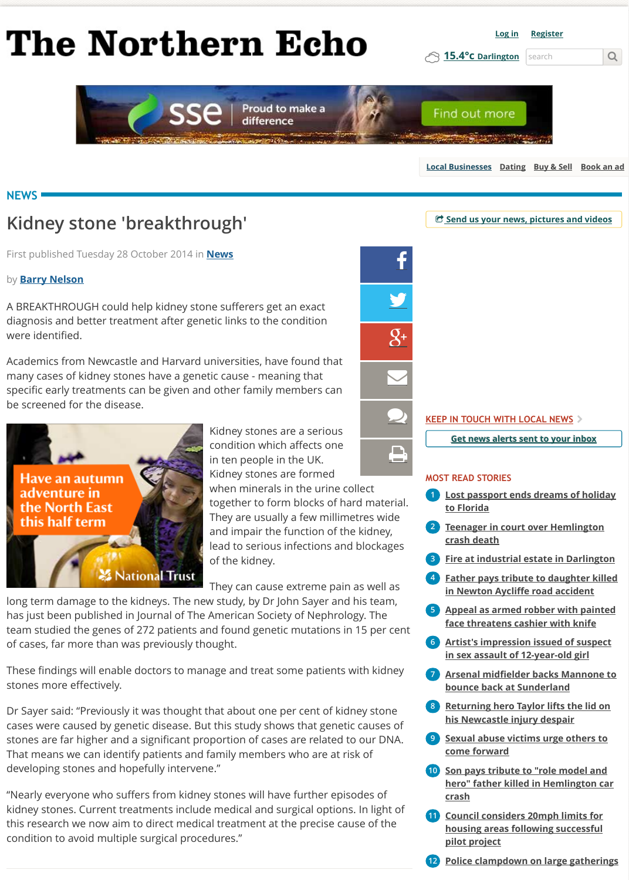# The Northern Echo

NEWS

## Kidney stone 'breakthrough'

First published Tuesday 28 October 2014 in News

by Barry Nelson

A BREAKTHROUGH could help kidney stone sufferers get an exact diagnosis and better treatment after genetic links to the condition were identified.

Academics from Newcastle and Harvard universities, have found that many cases of kidney stones have a genetic cause - meaning that specific early treatments can be given and other family members can be screened for the disease.

Kidney stones are a serious condition which affects one in ten people in the UK. Kidney stones are formed when minerals in the urine collect together to form blocks of hard material. They are usually a few millimetres wide and impair the function of the kidney, lead to serious infections and blockages of the kidney.

They can cause extreme pain as well as long term damage to the kidneys. The new study, by Dr John Sayer and his team, has just been published in Journal of The American Society of Nephrology. The team studied the genes of 272 patients and found genetic mutations in 15 per cent of cases, far more than was previously thought.

These findings will enable doctors to manage and treat some patients with kidney stones more effectively.

Dr Sayer said: "Previously it was thought that about one per cent of kidney stone cases were caused by genetic disease. But this study shows that genetic causes of stones are far higher and a significant proportion of cases are related to our DNA. That means we can identify patients and family members who are at risk of developing stones and hopefully intervene."

"Nearly everyone who suffers from kidney stones will have further episodes of kidney stones. Current treatments include medical and surgical options. In light of this research we now aim to direct medical treatment at the precise cause of the condition to avoid multiple surgical procedures."

KEEP IN TOUCH WITH LOCAL NEWS

Get news alerts sent to your inbox

MOST READ STORIES

1. Lost passport ends dreams of holiday to Florida
2. Teenager in court over Hemlington crash death
3. Fire at industrial estate in Darlington
4. Father pays tribute to daughter killed in Newton Aycliffe road accident
5. Appeal as armed robber with painted face threatens cashier with knife
6. Artist's impression issued of suspect in sex assault of 12-year-old girl
7. Arsenal midfielder backs Mannone to bounce back at Sunderland
8. Returning hero Taylor lifts the lid on his Newcastle injury despair
9. Sexual abuse victims urge others to come forward
10. Son pays tribute to "role model and hero" father killed in Hemlington car crash
11. Council considers 20mph limits for housing areas following successful pilot project
12. Police clampdown on large gatherings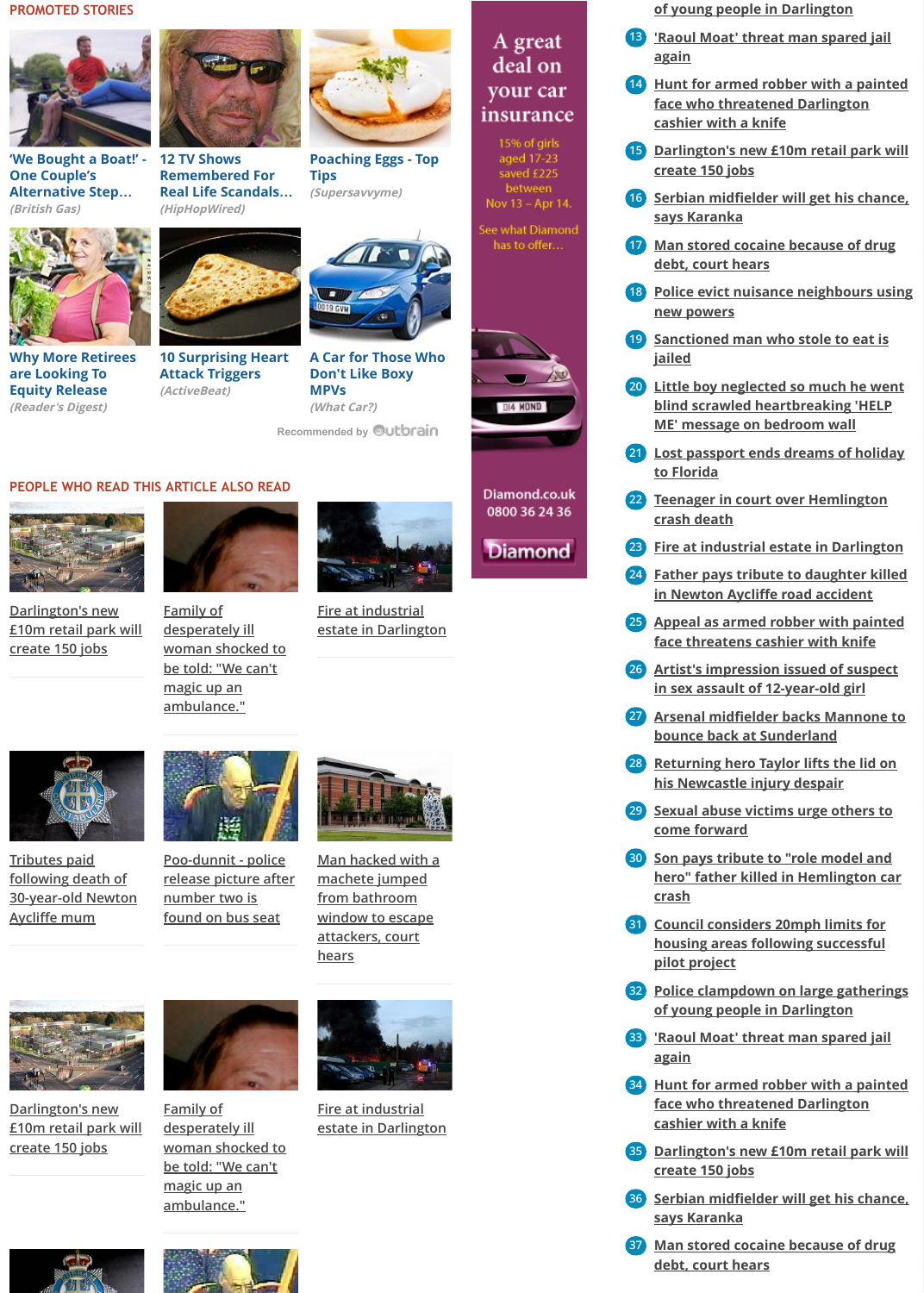## PROMOTED STORIES

'We Bought a Boat!' - One Couple's Alternative Step...
*(British Gas)*

12 TV Shows Remembered For Real Life Scandals...
*(HipHopWired)*

Poaching Eggs - Top Tips
*(Supersavvyme)*

Why More Retirees are Looking To Equity Release
*(Reader's Digest)*

10 Surprising Heart Attack Triggers
*(ActiveBeat)*

A Car for Those Who Don't Like Boxy MPVs
*(What Car?)*

Recommended by Outbrain

A great deal on your car insurance

15% of girls aged 17-23 saved £225 between Nov 13 – Apr 14.

See what Diamond has to offer...

Diamond.co.uk
0800 36 24 36

Diamond

## PEOPLE WHO READ THIS ARTICLE ALSO READ

Darlington's new £10m retail park will create 150 jobs

Family of desperately ill woman shocked to be told: "We can't magic up an ambulance."

Fire at industrial estate in Darlington

Tributes paid following death of 30-year-old Newton Aycliffe mum

Poo-dunnit - police release picture after number two is found on bus seat

Man hacked with a machete jumped from bathroom window to escape attackers, court hears

Darlington's new £10m retail park will create 150 jobs

Family of desperately ill woman shocked to be told: "We can't magic up an ambulance."

Fire at industrial estate in Darlington

of young people in Darlington

13. 'Raoul Moat' threat man spared jail again
14. Hunt for armed robber with a painted face who threatened Darlington cashier with a knife
15. Darlington's new £10m retail park will create 150 jobs
16. Serbian midfielder will get his chance, says Karanka
17. Man stored cocaine because of drug debt, court hears
18. Police evict nuisance neighbours using new powers
19. Sanctioned man who stole to eat is jailed
20. Little boy neglected so much he went blind scrawled heartbreaking 'HELP ME' message on bedroom wall
21. Lost passport ends dreams of holiday to Florida
22. Teenager in court over Hemlington crash death
23. Fire at industrial estate in Darlington
24. Father pays tribute to daughter killed in Newton Aycliffe road accident
25. Appeal as armed robber with painted face threatens cashier with knife
26. Artist's impression issued of suspect in sex assault of 12-year-old girl
27. Arsenal midfielder backs Mannone to bounce back at Sunderland
28. Returning hero Taylor lifts the lid on his Newcastle injury despair
29. Sexual abuse victims urge others to come forward
30. Son pays tribute to "role model and hero" father killed in Hemlington car crash
31. Council considers 20mph limits for housing areas following successful pilot project
32. Police clampdown on large gatherings of young people in Darlington
33. 'Raoul Moat' threat man spared jail again
34. Hunt for armed robber with a painted face who threatened Darlington cashier with a knife
35. Darlington's new £10m retail park will create 150 jobs
36. Serbian midfielder will get his chance, says Karanka
37. Man stored cocaine because of drug debt, court hears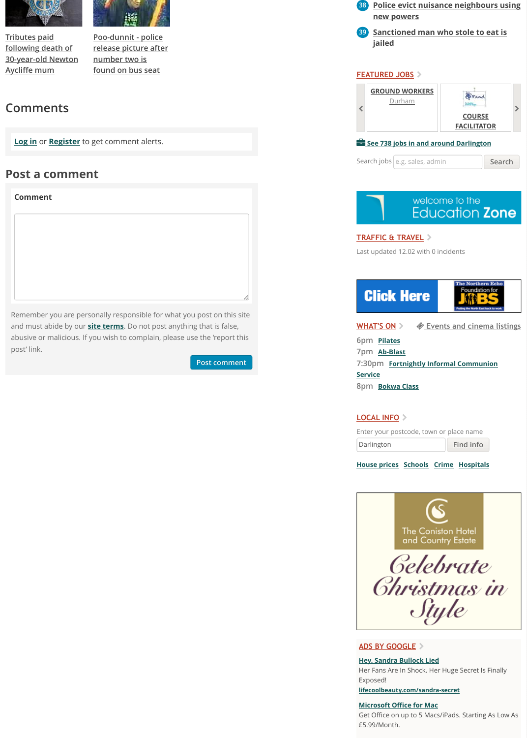Tributes paid following death of 30-year-old Newton Aycliffe mum

Poo-dunnit - police release picture after number two is found on bus seat

## Comments

Log in or Register to get comment alerts.

## Post a comment

**Comment**

Remember you are personally responsible for what you post on this site and must abide by our **site terms**. Do not post anything that is false, abusive or malicious. If you wish to complain, please use the 'report this post' link.

Post comment

38 Police evict nuisance neighbours using new powers

39 Sanctioned man who stole to eat is jailed

FEATURED JOBS

GROUND WORKERS
Durham

COURSE FACILITATOR

See 738 jobs in and around Darlington

Search jobs e.g. sales, admin Search

welcome to the Education Zone

TRAFFIC & TRAVEL

Last updated 12.02 with 0 incidents

Click Here

The Northern Echo Foundation for JOBS

WHAT'S ON

Events and cinema listings

6pm Pilates

7pm Ab-Blast

7:30pm Fortnightly Informal Communion Service

8pm Bokwa Class

LOCAL INFO

Enter your postcode, town or place name

Darlington Find info

House prices Schools Crime Hospitals

The Coniston Hotel and Country Estate

Celebrate Christmas in Style

ADS BY GOOGLE

**Hey, Sandra Bullock Lied**
Her Fans Are In Shock. Her Huge Secret Is Finally Exposed!
lifecoolbeauty.com/sandra-secret

**Microsoft Office for Mac**
Get Office on up to 5 Macs/iPads. Starting As Low As £5.99/Month.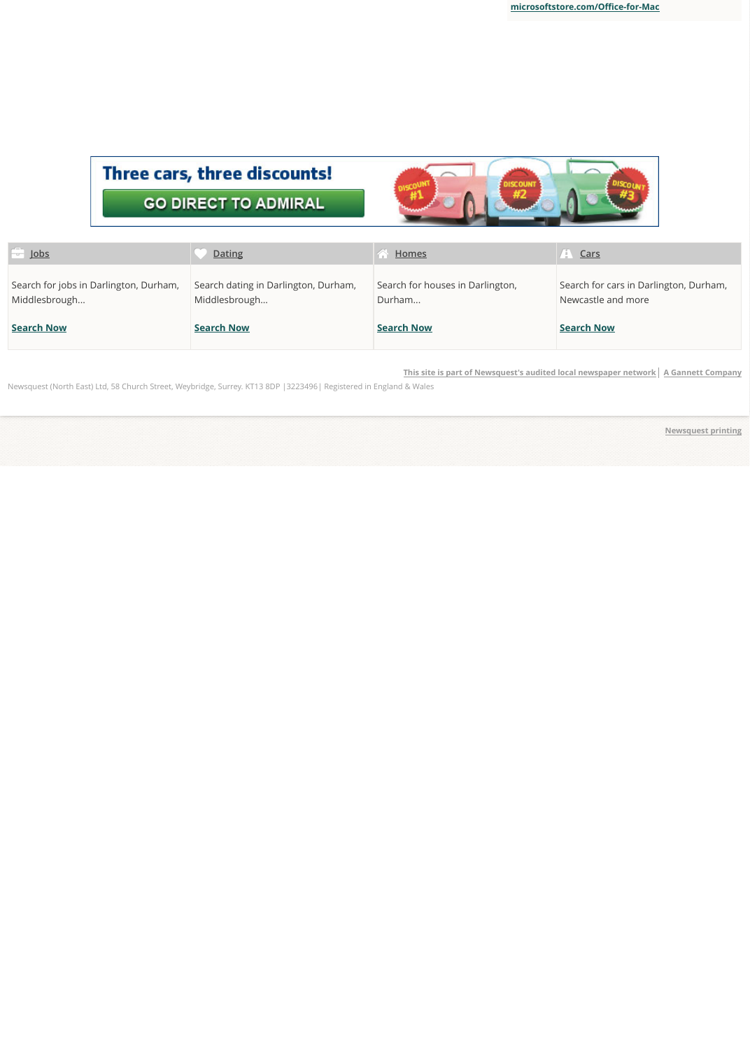microsoftstore.com/Office-for-Mac

Three cars, three discounts!

GO DIRECT TO ADMIRAL

| Jobs | Dating | Homes | Cars |
|---|---|---|---|
| Search for jobs in Darlington, Durham, Middlesbrough... | Search dating in Darlington, Durham, Middlesbrough... | Search for houses in Darlington, Durham... | Search for cars in Darlington, Durham, Newcastle and more |
| Search Now | Search Now | Search Now | Search Now |

This site is part of Newsquest's audited local newspaper network | A Gannett Company

Newsquest (North East) Ltd, 58 Church Street, Weybridge, Surrey. KT13 8DP |3223496| Registered in England & Wales

Newsquest printing